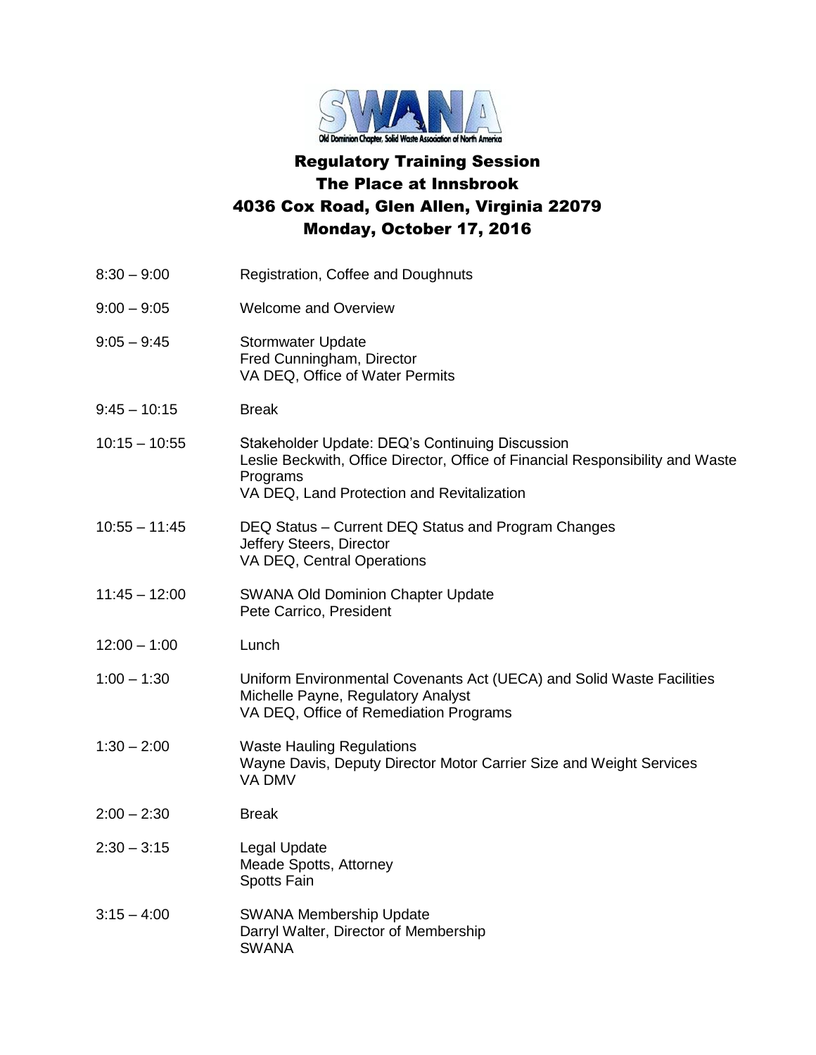# Regulatory Training Session
## The Place at Innsbrook
## 4036 Cox Road, Glen Allen, Virginia 22079
## Monday, October 17, 2016

| | |
|---|---|
| 8:30 – 9:00 | Registration, Coffee and Doughnuts |
| 9:00 – 9:05 | Welcome and Overview |
| 9:05 – 9:45 | Stormwater Update<br>Fred Cunningham, Director<br>VA DEQ, Office of Water Permits |
| 9:45 – 10:15 | Break |
| 10:15 – 10:55 | Stakeholder Update: DEQ's Continuing Discussion<br>Leslie Beckwith, Office Director, Office of Financial Responsibility and Waste Programs<br>VA DEQ, Land Protection and Revitalization |
| 10:55 – 11:45 | DEQ Status – Current DEQ Status and Program Changes<br>Jeffery Steers, Director<br>VA DEQ, Central Operations |
| 11:45 – 12:00 | SWANA Old Dominion Chapter Update<br>Pete Carrico, President |
| 12:00 – 1:00 | Lunch |
| 1:00 – 1:30 | Uniform Environmental Covenants Act (UECA) and Solid Waste Facilities<br>Michelle Payne, Regulatory Analyst<br>VA DEQ, Office of Remediation Programs |
| 1:30 – 2:00 | Waste Hauling Regulations<br>Wayne Davis, Deputy Director Motor Carrier Size and Weight Services<br>VA DMV |
| 2:00 – 2:30 | Break |
| 2:30 – 3:15 | Legal Update<br>Meade Spotts, Attorney<br>Spotts Fain |
| 3:15 – 4:00 | SWANA Membership Update<br>Darryl Walter, Director of Membership<br>SWANA |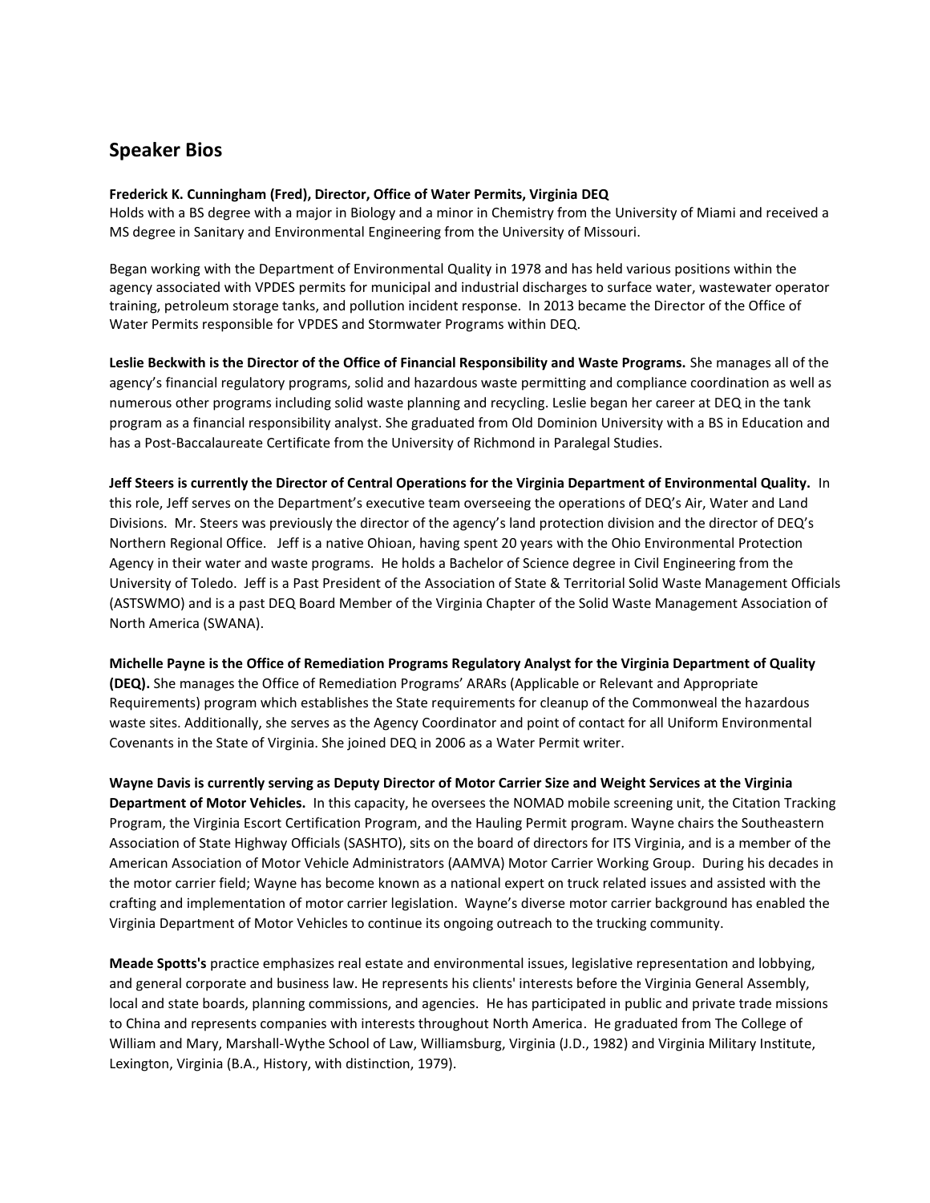## Speaker Bios

**Frederick K. Cunningham (Fred), Director, Office of Water Permits, Virginia DEQ**
Holds with a BS degree with a major in Biology and a minor in Chemistry from the University of Miami and received a MS degree in Sanitary and Environmental Engineering from the University of Missouri.

Began working with the Department of Environmental Quality in 1978 and has held various positions within the agency associated with VPDES permits for municipal and industrial discharges to surface water, wastewater operator training, petroleum storage tanks, and pollution incident response. In 2013 became the Director of the Office of Water Permits responsible for VPDES and Stormwater Programs within DEQ.

**Leslie Beckwith is the Director of the Office of Financial Responsibility and Waste Programs.** She manages all of the agency's financial regulatory programs, solid and hazardous waste permitting and compliance coordination as well as numerous other programs including solid waste planning and recycling. Leslie began her career at DEQ in the tank program as a financial responsibility analyst. She graduated from Old Dominion University with a BS in Education and has a Post-Baccalaureate Certificate from the University of Richmond in Paralegal Studies.

**Jeff Steers is currently the Director of Central Operations for the Virginia Department of Environmental Quality.** In this role, Jeff serves on the Department's executive team overseeing the operations of DEQ's Air, Water and Land Divisions. Mr. Steers was previously the director of the agency's land protection division and the director of DEQ's Northern Regional Office. Jeff is a native Ohioan, having spent 20 years with the Ohio Environmental Protection Agency in their water and waste programs. He holds a Bachelor of Science degree in Civil Engineering from the University of Toledo. Jeff is a Past President of the Association of State & Territorial Solid Waste Management Officials (ASTSWMO) and is a past DEQ Board Member of the Virginia Chapter of the Solid Waste Management Association of North America (SWANA).

**Michelle Payne is the Office of Remediation Programs Regulatory Analyst for the Virginia Department of Quality (DEQ).** She manages the Office of Remediation Programs' ARARs (Applicable or Relevant and Appropriate Requirements) program which establishes the State requirements for cleanup of the Commonweal the hazardous waste sites. Additionally, she serves as the Agency Coordinator and point of contact for all Uniform Environmental Covenants in the State of Virginia. She joined DEQ in 2006 as a Water Permit writer.

**Wayne Davis is currently serving as Deputy Director of Motor Carrier Size and Weight Services at the Virginia Department of Motor Vehicles.** In this capacity, he oversees the NOMAD mobile screening unit, the Citation Tracking Program, the Virginia Escort Certification Program, and the Hauling Permit program. Wayne chairs the Southeastern Association of State Highway Officials (SASHTO), sits on the board of directors for ITS Virginia, and is a member of the American Association of Motor Vehicle Administrators (AAMVA) Motor Carrier Working Group. During his decades in the motor carrier field; Wayne has become known as a national expert on truck related issues and assisted with the crafting and implementation of motor carrier legislation. Wayne's diverse motor carrier background has enabled the Virginia Department of Motor Vehicles to continue its ongoing outreach to the trucking community.

**Meade Spotts's** practice emphasizes real estate and environmental issues, legislative representation and lobbying, and general corporate and business law. He represents his clients' interests before the Virginia General Assembly, local and state boards, planning commissions, and agencies. He has participated in public and private trade missions to China and represents companies with interests throughout North America. He graduated from The College of William and Mary, Marshall-Wythe School of Law, Williamsburg, Virginia (J.D., 1982) and Virginia Military Institute, Lexington, Virginia (B.A., History, with distinction, 1979).